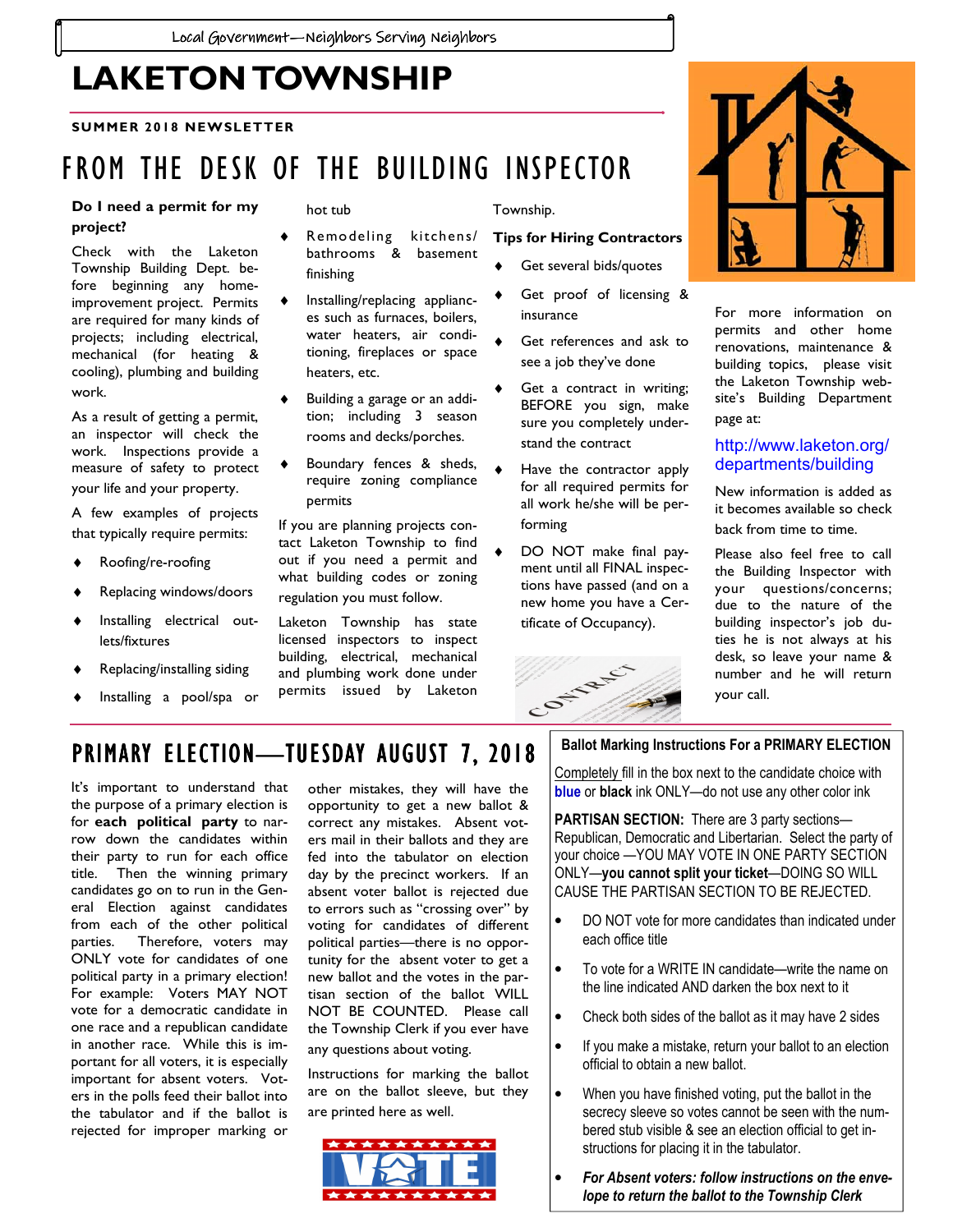Local Government—Neighbors Serving Neighbors

# LAKETON TOWNSHIP

**SUMMER 2018 NEWSLETTER**

## FROM THE DESK OF THE BUILDING INSPECTOR

**Do I need a permit for my project?**

Check with the Laketon Township Building Dept. before beginning any home-improvement project. Permits are required for many kinds of projects; including electrical, mechanical (for heating & cooling), plumbing and building work.

As a result of getting a permit, an inspector will check the work. Inspections provide a measure of safety to protect your life and your property.

A few examples of projects that typically require permits:

- Roofing/re-roofing
- Replacing windows/doors
- Installing electrical outlets/fixtures
- Replacing/installing siding
- Installing a pool/spa or hot tub
- Remodeling kitchens/bathrooms & basement finishing
- Installing/replacing appliances such as furnaces, boilers, water heaters, air conditioning, fireplaces or space heaters, etc.
- Building a garage or an addition; including 3 season rooms and decks/porches.
- Boundary fences & sheds, require zoning compliance permits

If you are planning projects contact Laketon Township to find out if you need a permit and what building codes or zoning regulation you must follow.

Laketon Township has state licensed inspectors to inspect building, electrical, mechanical and plumbing work done under permits issued by Laketon Township.

**Tips for Hiring Contractors**

- Get several bids/quotes
- Get proof of licensing & insurance
- Get references and ask to see a job they've done
- Get a contract in writing; BEFORE you sign, make sure you completely understand the contract
- Have the contractor apply for all required permits for all work he/she will be performing
- DO NOT make final payment until all FINAL inspections have passed (and on a new home you have a Certificate of Occupancy).

For more information on permits and other home renovations, maintenance & building topics, please visit the Laketon Township website's Building Department page at:

http://www.laketon.org/departments/building

New information is added as it becomes available so check back from time to time.

Please also feel free to call the Building Inspector with your questions/concerns; due to the nature of the building inspector's job duties he is not always at his desk, so leave your name & number and he will return your call.

## PRIMARY ELECTION—TUESDAY AUGUST 7, 2018

It's important to understand that the purpose of a primary election is for **each political party** to narrow down the candidates within their party to run for each office title. Then the winning primary candidates go on to run in the General Election against candidates from each of the other political parties. Therefore, voters may ONLY vote for candidates of one political party in a primary election! For example: Voters MAY NOT vote for a democratic candidate in one race and a republican candidate in another race. While this is important for all voters, it is especially important for absent voters. Voters in the polls feed their ballot into the tabulator and if the ballot is rejected for improper marking or other mistakes, they will have the opportunity to get a new ballot & correct any mistakes. Absent voters mail in their ballots and they are fed into the tabulator on election day by the precinct workers. If an absent voter ballot is rejected due to errors such as "crossing over" by voting for candidates of different political parties—there is no opportunity for the absent voter to get a new ballot and the votes in the partisan section of the ballot WILL NOT BE COUNTED. Please call the Township Clerk if you ever have any questions about voting.

Instructions for marking the ballot are on the ballot sleeve, but they are printed here as well.

### Ballot Marking Instructions For a PRIMARY ELECTION

Completely fill in the box next to the candidate choice with **blue** or **black** ink ONLY—do not use any other color ink

**PARTISAN SECTION:** There are 3 party sections—Republican, Democratic and Libertarian. Select the party of your choice —YOU MAY VOTE IN ONE PARTY SECTION ONLY—**you cannot split your ticket**—DOING SO WILL CAUSE THE PARTISAN SECTION TO BE REJECTED.

- DO NOT vote for more candidates than indicated under each office title
- To vote for a WRITE IN candidate—write the name on the line indicated AND darken the box next to it
- Check both sides of the ballot as it may have 2 sides
- If you make a mistake, return your ballot to an election official to obtain a new ballot.
- When you have finished voting, put the ballot in the secrecy sleeve so votes cannot be seen with the numbered stub visible & see an election official to get instructions for placing it in the tabulator.
- ***For Absent voters: follow instructions on the envelope to return the ballot to the Township Clerk***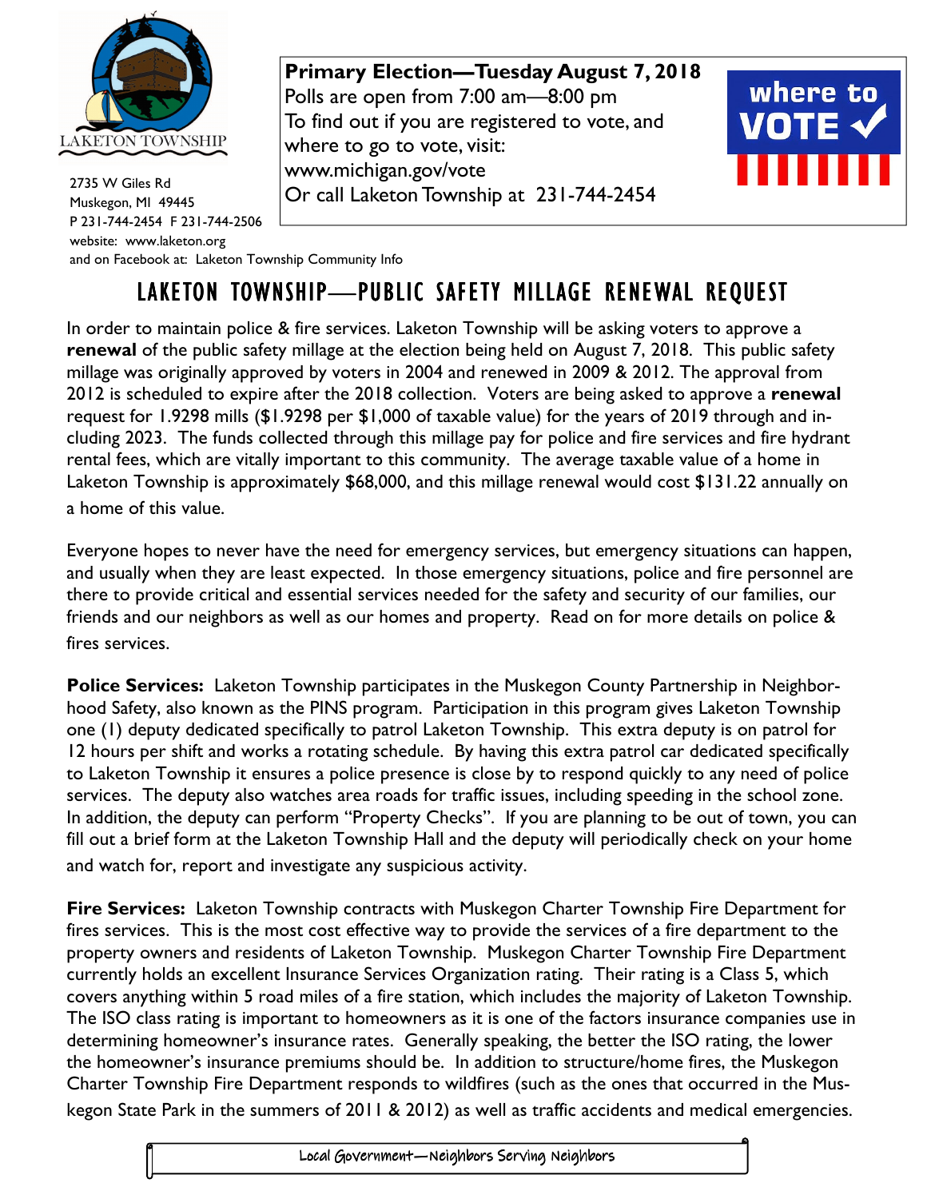LAKETON TOWNSHIP

2735 W Giles Rd
Muskegon, MI 49445
P 231-744-2454 F 231-744-2506
website: www.laketon.org
and on Facebook at: Laketon Township Community Info

**Primary Election—Tuesday August 7, 2018**
Polls are open from 7:00 am—8:00 pm
To find out if you are registered to vote, and where to go to vote, visit:
www.michigan.gov/vote
Or call Laketon Township at 231-744-2454

where to VOTE ✓

# LAKETON TOWNSHIP—PUBLIC SAFETY MILLAGE RENEWAL REQUEST

In order to maintain police & fire services. Laketon Township will be asking voters to approve a **renewal** of the public safety millage at the election being held on August 7, 2018. This public safety millage was originally approved by voters in 2004 and renewed in 2009 & 2012. The approval from 2012 is scheduled to expire after the 2018 collection. Voters are being asked to approve a **renewal** request for 1.9298 mills ($1.9298 per $1,000 of taxable value) for the years of 2019 through and including 2023. The funds collected through this millage pay for police and fire services and fire hydrant rental fees, which are vitally important to this community. The average taxable value of a home in Laketon Township is approximately $68,000, and this millage renewal would cost $131.22 annually on a home of this value.

Everyone hopes to never have the need for emergency services, but emergency situations can happen, and usually when they are least expected. In those emergency situations, police and fire personnel are there to provide critical and essential services needed for the safety and security of our families, our friends and our neighbors as well as our homes and property. Read on for more details on police & fires services.

**Police Services:** Laketon Township participates in the Muskegon County Partnership in Neighborhood Safety, also known as the PINS program. Participation in this program gives Laketon Township one (1) deputy dedicated specifically to patrol Laketon Township. This extra deputy is on patrol for 12 hours per shift and works a rotating schedule. By having this extra patrol car dedicated specifically to Laketon Township it ensures a police presence is close by to respond quickly to any need of police services. The deputy also watches area roads for traffic issues, including speeding in the school zone. In addition, the deputy can perform "Property Checks". If you are planning to be out of town, you can fill out a brief form at the Laketon Township Hall and the deputy will periodically check on your home and watch for, report and investigate any suspicious activity.

**Fire Services:** Laketon Township contracts with Muskegon Charter Township Fire Department for fires services. This is the most cost effective way to provide the services of a fire department to the property owners and residents of Laketon Township. Muskegon Charter Township Fire Department currently holds an excellent Insurance Services Organization rating. Their rating is a Class 5, which covers anything within 5 road miles of a fire station, which includes the majority of Laketon Township. The ISO class rating is important to homeowners as it is one of the factors insurance companies use in determining homeowner's insurance rates. Generally speaking, the better the ISO rating, the lower the homeowner's insurance premiums should be. In addition to structure/home fires, the Muskegon Charter Township Fire Department responds to wildfires (such as the ones that occurred in the Muskegon State Park in the summers of 2011 & 2012) as well as traffic accidents and medical emergencies.

Local Government—Neighbors Serving Neighbors